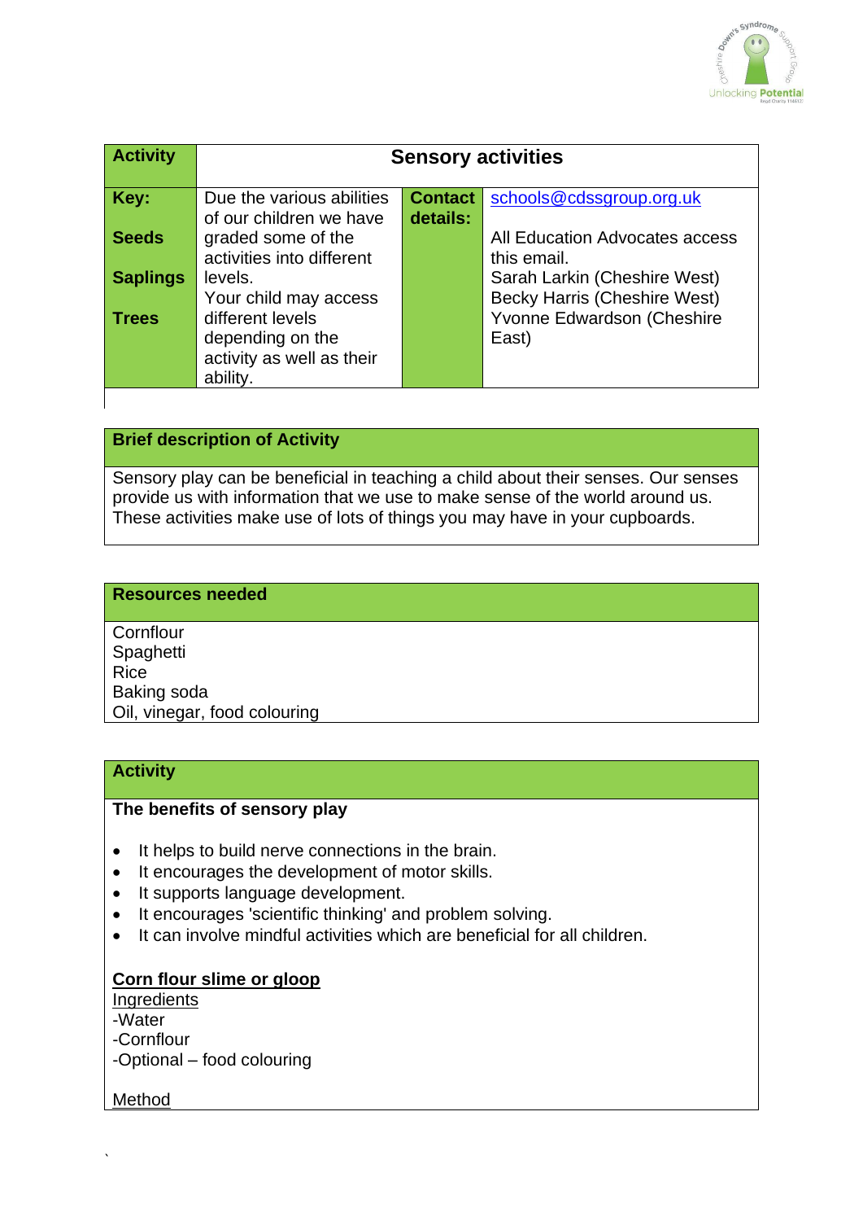| **Activity** | **Sensory activities** | | |
|---|---|---|---|
| **Key:**<br><br>**Seeds**<br><br>**Saplings**<br><br>**Trees** | Due the various abilities of our children we have graded some of the activities into different levels.<br>Your child may access different levels depending on the activity as well as their ability. | **Contact details:** | schools@cdssgroup.org.uk<br><br>All Education Advocates access this email.<br>Sarah Larkin (Cheshire West)<br>Becky Harris (Cheshire West)<br>Yvonne Edwardson (Cheshire East) |

**Brief description of Activity**

Sensory play can be beneficial in teaching a child about their senses. Our senses provide us with information that we use to make sense of the world around us. These activities make use of lots of things you may have in your cupboards.

**Resources needed**

Cornflour
Spaghetti
Rice
Baking soda
Oil, vinegar, food colouring

**Activity**

**The benefits of sensory play**

- It helps to build nerve connections in the brain.
- It encourages the development of motor skills.
- It supports language development.
- It encourages 'scientific thinking' and problem solving.
- It can involve mindful activities which are beneficial for all children.

**Corn flour slime or gloop**

Ingredients
-Water
-Cornflour
-Optional – food colouring

Method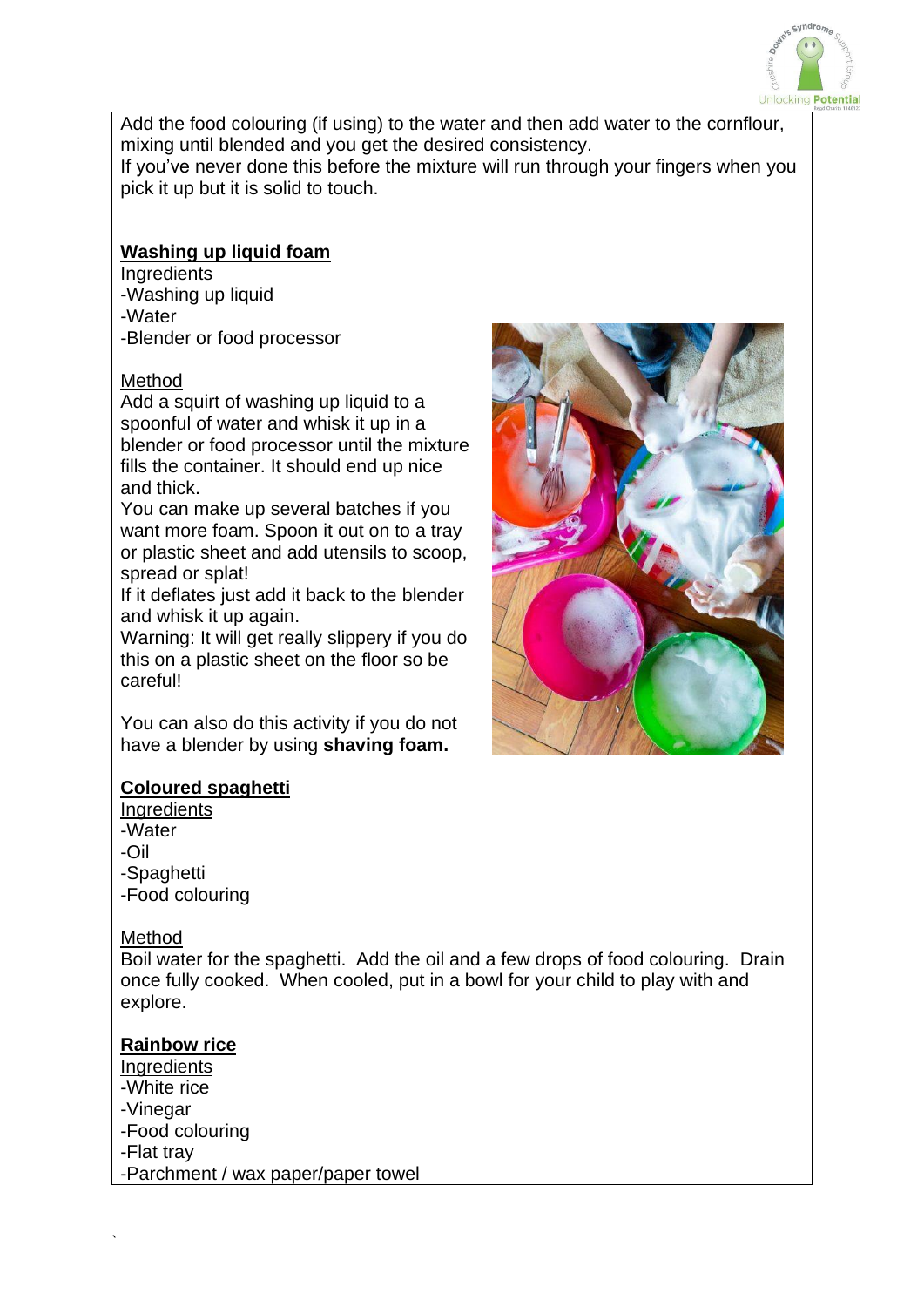Add the food colouring (if using) to the water and then add water to the cornflour, mixing until blended and you get the desired consistency.
If you've never done this before the mixture will run through your fingers when you pick it up but it is solid to touch.

## Washing up liquid foam

Ingredients
-Washing up liquid
-Water
-Blender or food processor

Method
Add a squirt of washing up liquid to a spoonful of water and whisk it up in a blender or food processor until the mixture fills the container. It should end up nice and thick.
You can make up several batches if you want more foam. Spoon it out on to a tray or plastic sheet and add utensils to scoop, spread or splat!
If it deflates just add it back to the blender and whisk it up again.
Warning: It will get really slippery if you do this on a plastic sheet on the floor so be careful!

You can also do this activity if you do not have a blender by using **shaving foam.**

## Coloured spaghetti

Ingredients
-Water
-Oil
-Spaghetti
-Food colouring

Method
Boil water for the spaghetti. Add the oil and a few drops of food colouring. Drain once fully cooked. When cooled, put in a bowl for your child to play with and explore.

## Rainbow rice

Ingredients
-White rice
-Vinegar
-Food colouring
-Flat tray
-Parchment / wax paper/paper towel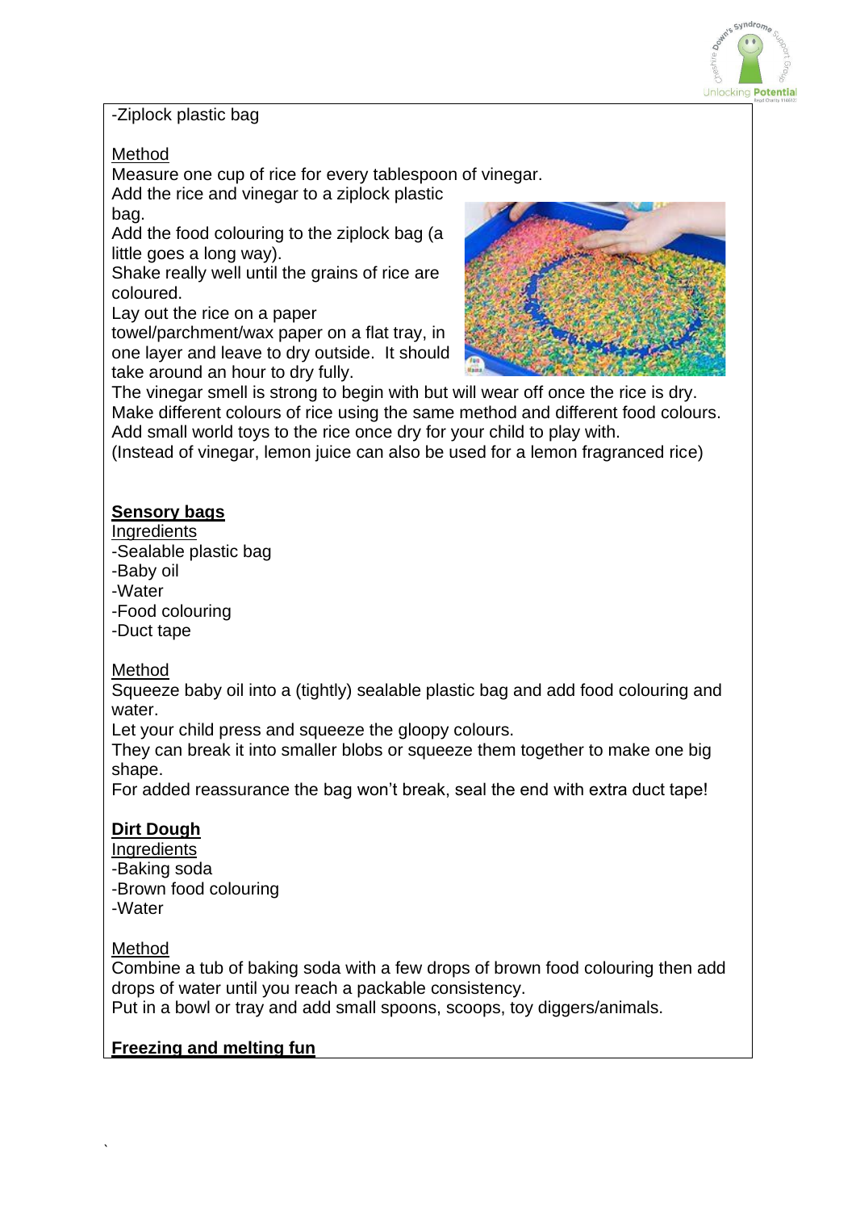-Ziplock plastic bag

Method

Measure one cup of rice for every tablespoon of vinegar.
Add the rice and vinegar to a ziplock plastic bag.
Add the food colouring to the ziplock bag (a little goes a long way).
Shake really well until the grains of rice are coloured.
Lay out the rice on a paper towel/parchment/wax paper on a flat tray, in one layer and leave to dry outside. It should take around an hour to dry fully.
The vinegar smell is strong to begin with but will wear off once the rice is dry.
Make different colours of rice using the same method and different food colours.
Add small world toys to the rice once dry for your child to play with.
(Instead of vinegar, lemon juice can also be used for a lemon fragranced rice)

## Sensory bags

Ingredients

- Sealable plastic bag
- Baby oil
- Water
- Food colouring
- Duct tape

Method

Squeeze baby oil into a (tightly) sealable plastic bag and add food colouring and water.
Let your child press and squeeze the gloopy colours.
They can break it into smaller blobs or squeeze them together to make one big shape.
For added reassurance the bag won't break, seal the end with extra duct tape!

## Dirt Dough

Ingredients

- Baking soda
- Brown food colouring
- Water

Method

Combine a tub of baking soda with a few drops of brown food colouring then add drops of water until you reach a packable consistency.
Put in a bowl or tray and add small spoons, scoops, toy diggers/animals.

## Freezing and melting fun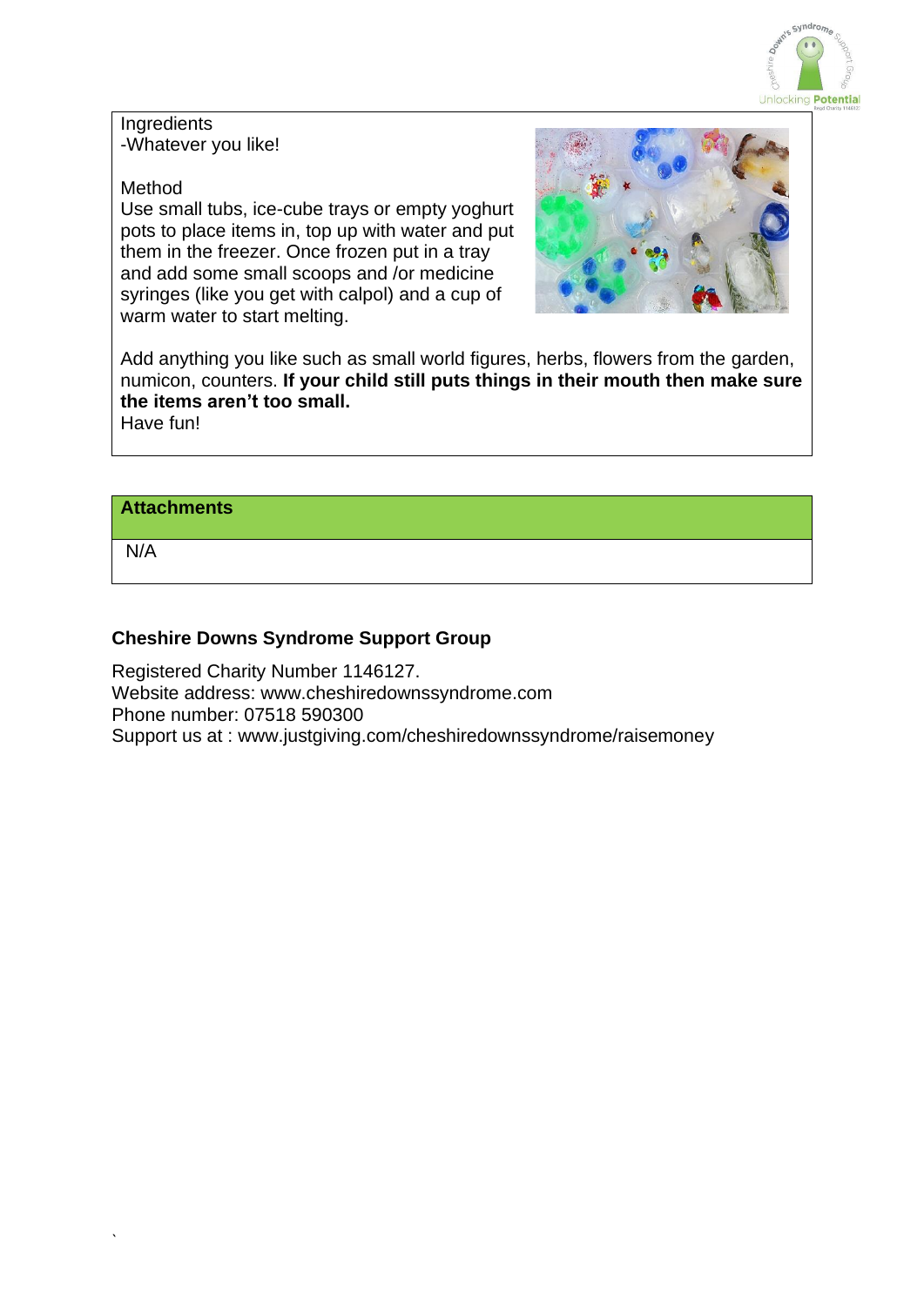Ingredients
-Whatever you like!

Method
Use small tubs, ice-cube trays or empty yoghurt pots to place items in, top up with water and put them in the freezer. Once frozen put in a tray and add some small scoops and /or medicine syringes (like you get with calpol) and a cup of warm water to start melting.

Add anything you like such as small world figures, herbs, flowers from the garden, numicon, counters. **If your child still puts things in their mouth then make sure the items aren't too small.**
Have fun!

**Attachments**

N/A

**Cheshire Downs Syndrome Support Group**

Registered Charity Number 1146127.
Website address: www.cheshiredownssyndrome.com
Phone number: 07518 590300
Support us at : www.justgiving.com/cheshiredownssyndrome/raisemoney